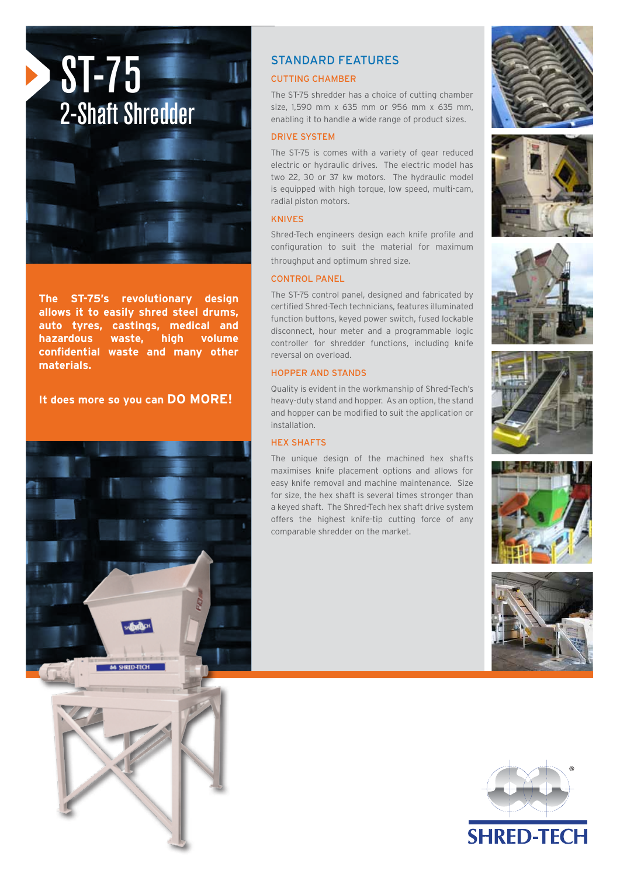# ST-75

## 2-Shaft Shredder

**The ST-75's revolutionary design allows it to easily shred steel drums, auto tyres, castings, medical and hazardous waste, high volume confidential waste and many other materials.**

**It does more so you can DO MORE!**

## STANDARD FEATURES

### CUTTING CHAMBER

The ST-75 shredder has a choice of cutting chamber size, 1,590 mm x 635 mm or 956 mm x 635 mm, enabling it to handle a wide range of product sizes.

### DRIVE SYSTEM

The ST-75 is comes with a variety of gear reduced electric or hydraulic drives. The electric model has two 22, 30 or 37 kw motors. The hydraulic model is equipped with high torque, low speed, multi-cam, radial piston motors.

### KNIVES

Shred-Tech engineers design each knife profile and configuration to suit the material for maximum throughput and optimum shred size.

### CONTROL PANEL

The ST-75 control panel, designed and fabricated by certified Shred-Tech technicians, features illuminated function buttons, keyed power switch, fused lockable disconnect, hour meter and a programmable logic controller for shredder functions, including knife reversal on overload.

### HOPPER AND STANDS

Quality is evident in the workmanship of Shred-Tech's heavy-duty stand and hopper. As an option, the stand and hopper can be modified to suit the application or installation.

### HEX SHAFTS

The unique design of the machined hex shafts maximises knife placement options and allows for easy knife removal and machine maintenance. Size for size, the hex shaft is several times stronger than a keyed shaft. The Shred-Tech hex shaft drive system offers the highest knife-tip cutting force of any comparable shredder on the market.

SHRED-TECH®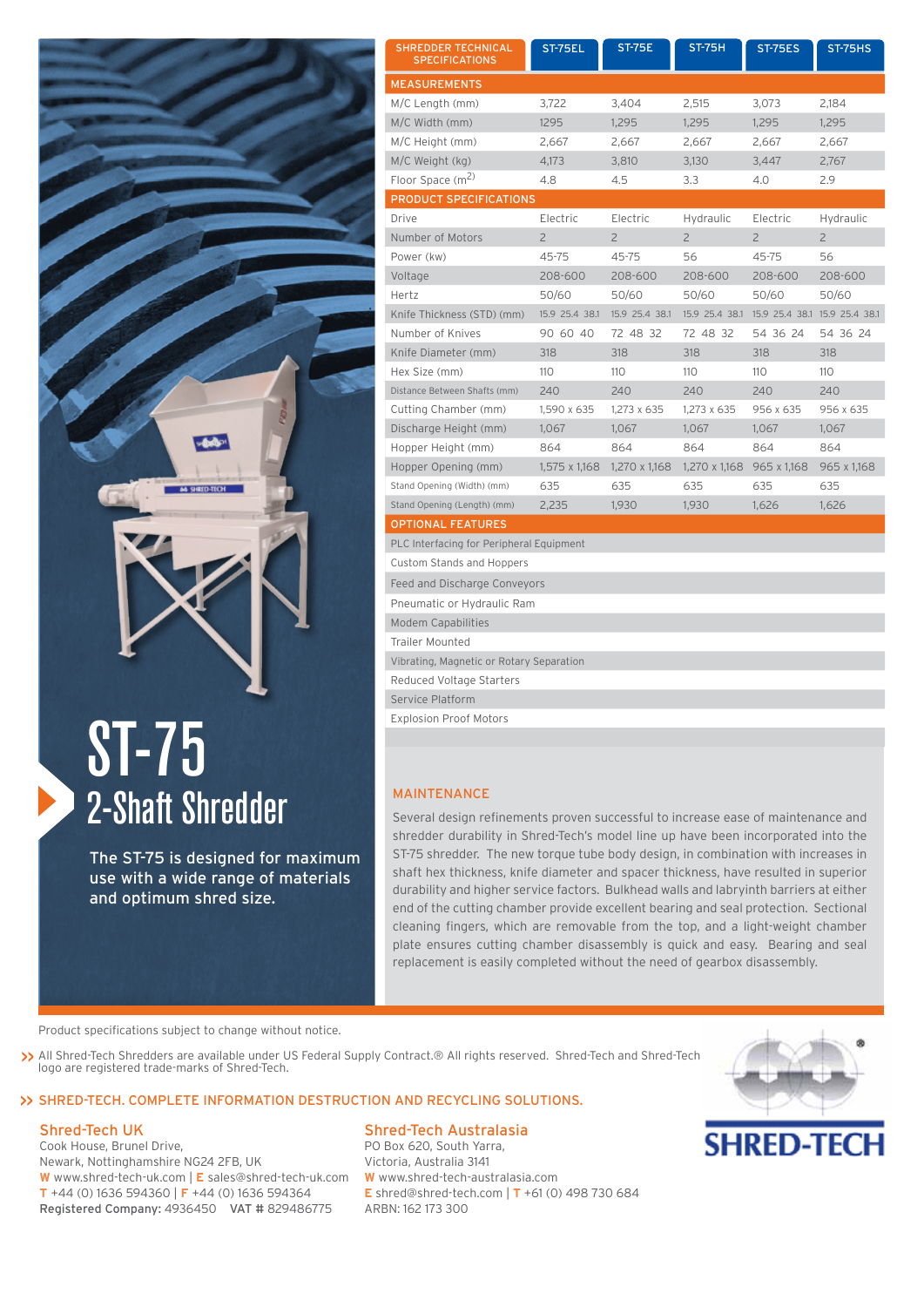# ST-75

## 2-Shaft Shredder

The ST-75 is designed for maximum use with a wide range of materials and optimum shred size.

| SHREDDER TECHNICAL SPECIFICATIONS | ST-75EL | ST-75E | ST-75H | ST-75ES | ST-75HS |
|---|---|---|---|---|---|
| **MEASUREMENTS** | | | | | |
| M/C Length (mm) | 3,722 | 3,404 | 2,515 | 3,073 | 2,184 |
| M/C Width (mm) | 1295 | 1,295 | 1,295 | 1,295 | 1,295 |
| M/C Height (mm) | 2,667 | 2,667 | 2,667 | 2,667 | 2,667 |
| M/C Weight (kg) | 4,173 | 3,810 | 3,130 | 3,447 | 2,767 |
| Floor Space ($m^2$) | 4.8 | 4.5 | 3.3 | 4.0 | 2.9 |
| **PRODUCT SPECIFICATIONS** | | | | | |
| Drive | Electric | Electric | Hydraulic | Electric | Hydraulic |
| Number of Motors | 2 | 2 | 2 | 2 | 2 |
| Power (kw) | 45-75 | 45-75 | 56 | 45-75 | 56 |
| Voltage | 208-600 | 208-600 | 208-600 | 208-600 | 208-600 |
| Hertz | 50/60 | 50/60 | 50/60 | 50/60 | 50/60 |
| Knife Thickness (STD) (mm) | 15.9 25.4 38.1 | 15.9 25.4 38.1 | 15.9 25.4 38.1 | 15.9 25.4 38.1 | 15.9 25.4 38.1 |
| Number of Knives | 90 60 40 | 72 48 32 | 72 48 32 | 54 36 24 | 54 36 24 |
| Knife Diameter (mm) | 318 | 318 | 318 | 318 | 318 |
| Hex Size (mm) | 110 | 110 | 110 | 110 | 110 |
| Distance Between Shafts (mm) | 240 | 240 | 240 | 240 | 240 |
| Cutting Chamber (mm) | 1,590 x 635 | 1,273 x 635 | 1,273 x 635 | 956 x 635 | 956 x 635 |
| Discharge Height (mm) | 1,067 | 1,067 | 1,067 | 1,067 | 1,067 |
| Hopper Height (mm) | 864 | 864 | 864 | 864 | 864 |
| Hopper Opening (mm) | 1,575 x 1,168 | 1,270 x 1,168 | 1,270 x 1,168 | 965 x 1,168 | 965 x 1,168 |
| Stand Opening (Width) (mm) | 635 | 635 | 635 | 635 | 635 |
| Stand Opening (Length) (mm) | 2,235 | 1,930 | 1,930 | 1,626 | 1,626 |

**OPTIONAL FEATURES**

- PLC Interfacing for Peripheral Equipment
- Custom Stands and Hoppers
- Feed and Discharge Conveyors
- Pneumatic or Hydraulic Ram
- Modem Capabilities
- Trailer Mounted
- Vibrating, Magnetic or Rotary Separation
- Reduced Voltage Starters
- Service Platform
- Explosion Proof Motors

## MAINTENANCE

Several design refinements proven successful to increase ease of maintenance and shredder durability in Shred-Tech's model line up have been incorporated into the ST-75 shredder. The new torque tube body design, in combination with increases in shaft hex thickness, knife diameter and spacer thickness, have resulted in superior durability and higher service factors. Bulkhead walls and labyrinth barriers at either end of the cutting chamber provide excellent bearing and seal protection. Sectional cleaning fingers, which are removable from the top, and a light-weight chamber plate ensures cutting chamber disassembly is quick and easy. Bearing and seal replacement is easily completed without the need of gearbox disassembly.

Product specifications subject to change without notice.

>> All Shred-Tech Shredders are available under US Federal Supply Contract.® All rights reserved. Shred-Tech and Shred-Tech logo are registered trade-marks of Shred-Tech.

>> SHRED-TECH. COMPLETE INFORMATION DESTRUCTION AND RECYCLING SOLUTIONS.

**Shred-Tech UK**
Cook House, Brunel Drive,
Newark, Nottinghamshire NG24 2FB, UK
W www.shred-tech-uk.com | E sales@shred-tech-uk.com
T +44 (0) 1636 594360 | F +44 (0) 1636 594364
Registered Company: 4936450 VAT # 829486775

**Shred-Tech Australasia**
PO Box 620, South Yarra,
Victoria, Australia 3141
W www.shred-tech-australasia.com
E shred@shred-tech.com | T +61 (0) 498 730 684
ARBN: 162 173 300

SHRED-TECH